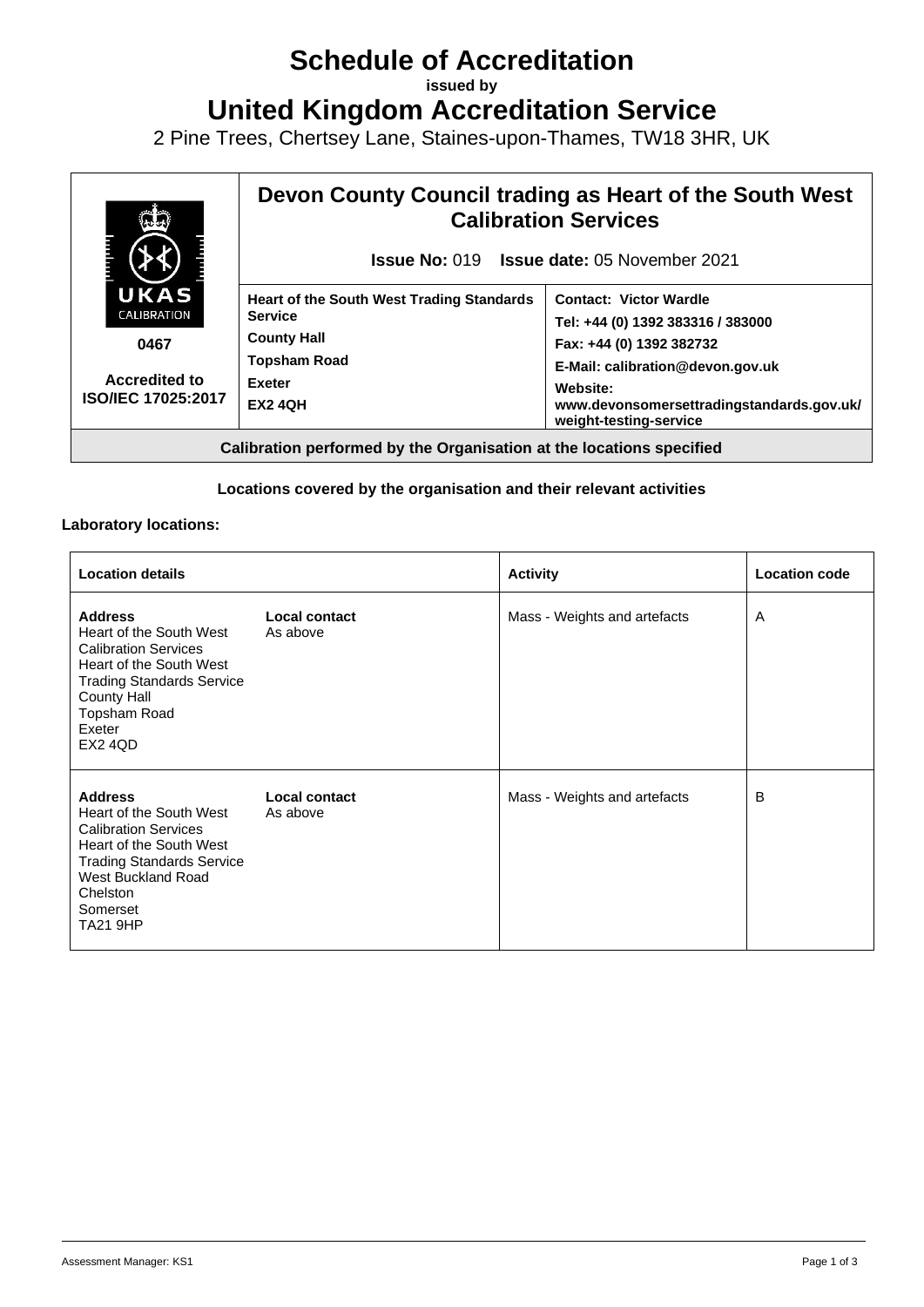# Schedule of Accreditation

**issued by**

# United Kingdom Accreditation Service

2 Pine Trees, Chertsey Lane, Staines-upon-Thames, TW18 3HR, UK

| UKAS CALIBRATION **0467** **Accredited to ISO/IEC 17025:2017** | **Devon County Council trading as Heart of the South West Calibration Services** **Issue No:** 019 **Issue date:** 05 November 2021 | |
|---|---|---|
| | **Heart of the South West Trading Standards Service** **County Hall** **Topsham Road** **Exeter** **EX2 4QH** | **Contact: Victor Wardle** **Tel: +44 (0) 1392 383316 / 383000** **Fax: +44 (0) 1392 382732** **E-Mail: calibration@devon.gov.uk** **Website: www.devonsomersettradingstandards.gov.uk/weight-testing-service** |
| **Calibration performed by the Organisation at the locations specified** | | |

**Locations covered by the organisation and their relevant activities**

**Laboratory locations:**

| Location details | | Activity | Location code |
|---|---|---|---|
| **Address** Heart of the South West Calibration Services Heart of the South West Trading Standards Service County Hall Topsham Road Exeter EX2 4QD | **Local contact** As above | Mass - Weights and artefacts | A |
| **Address** Heart of the South West Calibration Services Heart of the South West Trading Standards Service West Buckland Road Chelston Somerset TA21 9HP | **Local contact** As above | Mass - Weights and artefacts | B |

Assessment Manager: KS1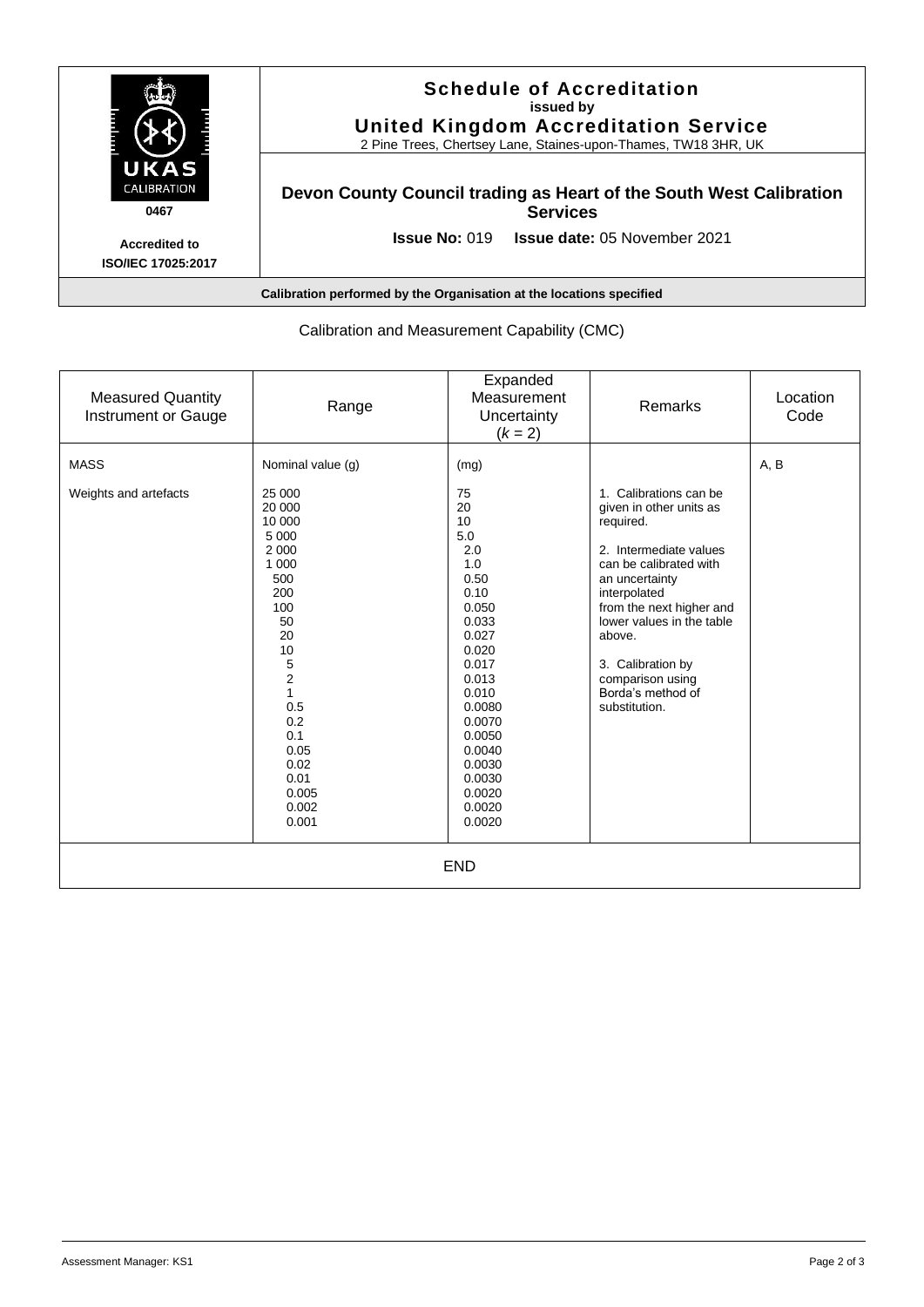UKAS CALIBRATION

0467

**Accredited to ISO/IEC 17025:2017**

# Schedule of Accreditation
**issued by**
## United Kingdom Accreditation Service

2 Pine Trees, Chertsey Lane, Staines-upon-Thames, TW18 3HR, UK

## Devon County Council trading as Heart of the South West Calibration Services

**Issue No:** 019 **Issue date:** 05 November 2021

**Calibration performed by the Organisation at the locations specified**

Calibration and Measurement Capability (CMC)

| Measured Quantity Instrument or Gauge | Range | Expanded Measurement Uncertainty ($k$ = 2) | Remarks | Location Code |
|---|---|---|---|---|
| MASS | Nominal value (g) | (mg) | | A, B |
| Weights and artefacts | 25 000 | 75 | 1. Calibrations can be given in other units as required. | |
| | 20 000 | 20 | | |
| | 10 000 | 10 | | |
| | 5 000 | 5.0 | | |
| | 2 000 | 2.0 | 2. Intermediate values can be calibrated with an uncertainty interpolated from the next higher and lower values in the table above. | |
| | 1 000 | 1.0 | | |
| | 500 | 0.50 | | |
| | 200 | 0.10 | | |
| | 100 | 0.050 | | |
| | 50 | 0.033 | | |
| | 20 | 0.027 | | |
| | 10 | 0.020 | 3. Calibration by comparison using Borda's method of substitution. | |
| | 5 | 0.017 | | |
| | 2 | 0.013 | | |
| | 1 | 0.010 | | |
| | 0.5 | 0.0080 | | |
| | 0.2 | 0.0070 | | |
| | 0.1 | 0.0050 | | |
| | 0.05 | 0.0040 | | |
| | 0.02 | 0.0030 | | |
| | 0.01 | 0.0030 | | |
| | 0.005 | 0.0020 | | |
| | 0.002 | 0.0020 | | |
| | 0.001 | 0.0020 | | |

END

Assessment Manager: KS1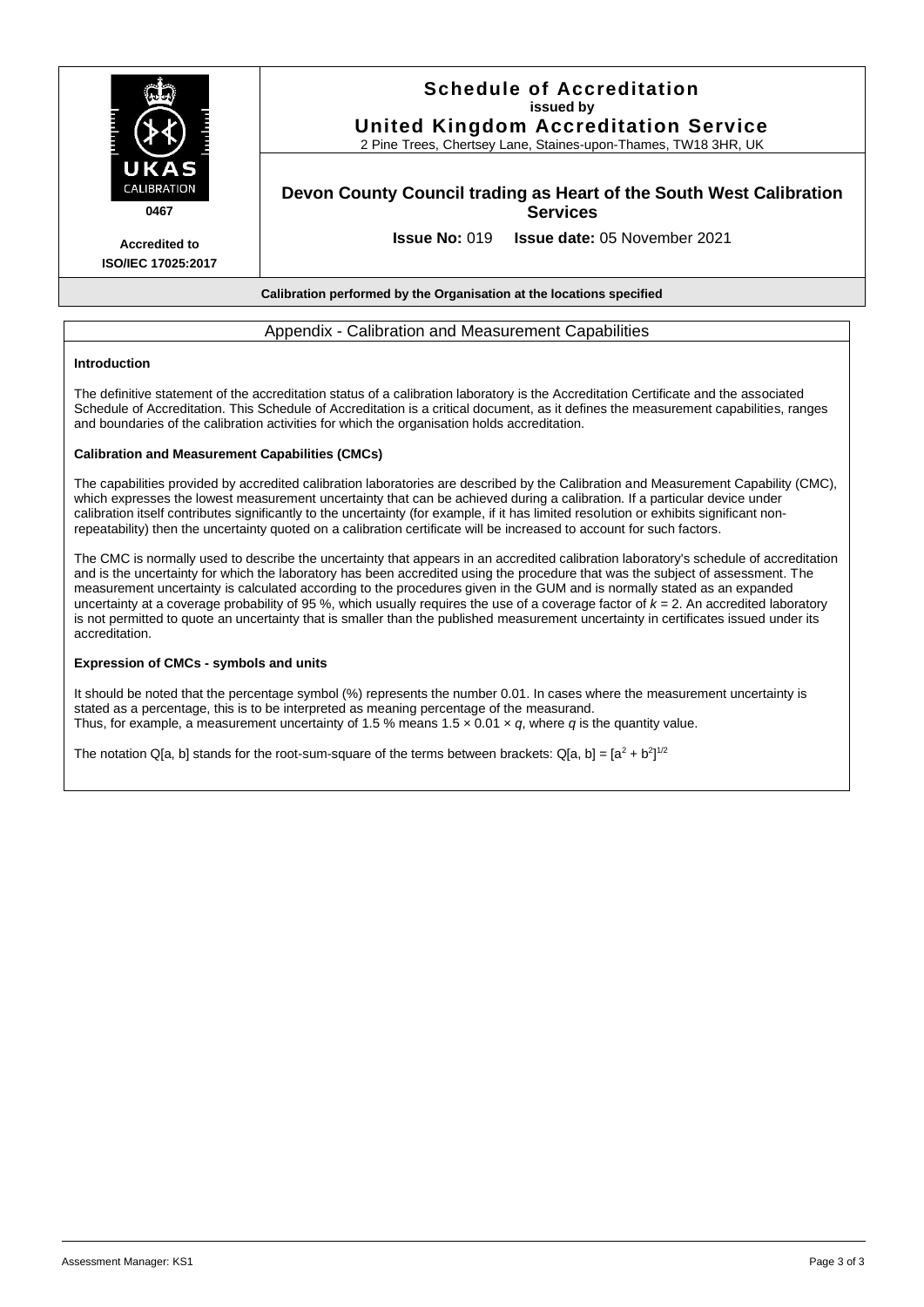**Schedule of Accreditation**
**issued by**
**United Kingdom Accreditation Service**
2 Pine Trees, Chertsey Lane, Staines-upon-Thames, TW18 3HR, UK

UKAS CALIBRATION
0467

**Accredited to ISO/IEC 17025:2017**

**Devon County Council trading as Heart of the South West Calibration Services**

**Issue No:** 019 **Issue date:** 05 November 2021

**Calibration performed by the Organisation at the locations specified**

## Appendix - Calibration and Measurement Capabilities

### Introduction

The definitive statement of the accreditation status of a calibration laboratory is the Accreditation Certificate and the associated Schedule of Accreditation. This Schedule of Accreditation is a critical document, as it defines the measurement capabilities, ranges and boundaries of the calibration activities for which the organisation holds accreditation.

### Calibration and Measurement Capabilities (CMCs)

The capabilities provided by accredited calibration laboratories are described by the Calibration and Measurement Capability (CMC), which expresses the lowest measurement uncertainty that can be achieved during a calibration. If a particular device under calibration itself contributes significantly to the uncertainty (for example, if it has limited resolution or exhibits significant non-repeatability) then the uncertainty quoted on a calibration certificate will be increased to account for such factors.

The CMC is normally used to describe the uncertainty that appears in an accredited calibration laboratory's schedule of accreditation and is the uncertainty for which the laboratory has been accredited using the procedure that was the subject of assessment. The measurement uncertainty is calculated according to the procedures given in the GUM and is normally stated as an expanded uncertainty at a coverage probability of 95 %, which usually requires the use of a coverage factor of $k = 2$. An accredited laboratory is not permitted to quote an uncertainty that is smaller than the published measurement uncertainty in certificates issued under its accreditation.

### Expression of CMCs - symbols and units

It should be noted that the percentage symbol (%) represents the number 0.01. In cases where the measurement uncertainty is stated as a percentage, this is to be interpreted as meaning percentage of the measurand.
Thus, for example, a measurement uncertainty of 1.5 % means $1.5 \times 0.01 \times q$, where $q$ is the quantity value.

The notation Q[a, b] stands for the root-sum-square of the terms between brackets: $Q[a, b] = [a^2 + b^2]^{1/2}$

Assessment Manager: KS1